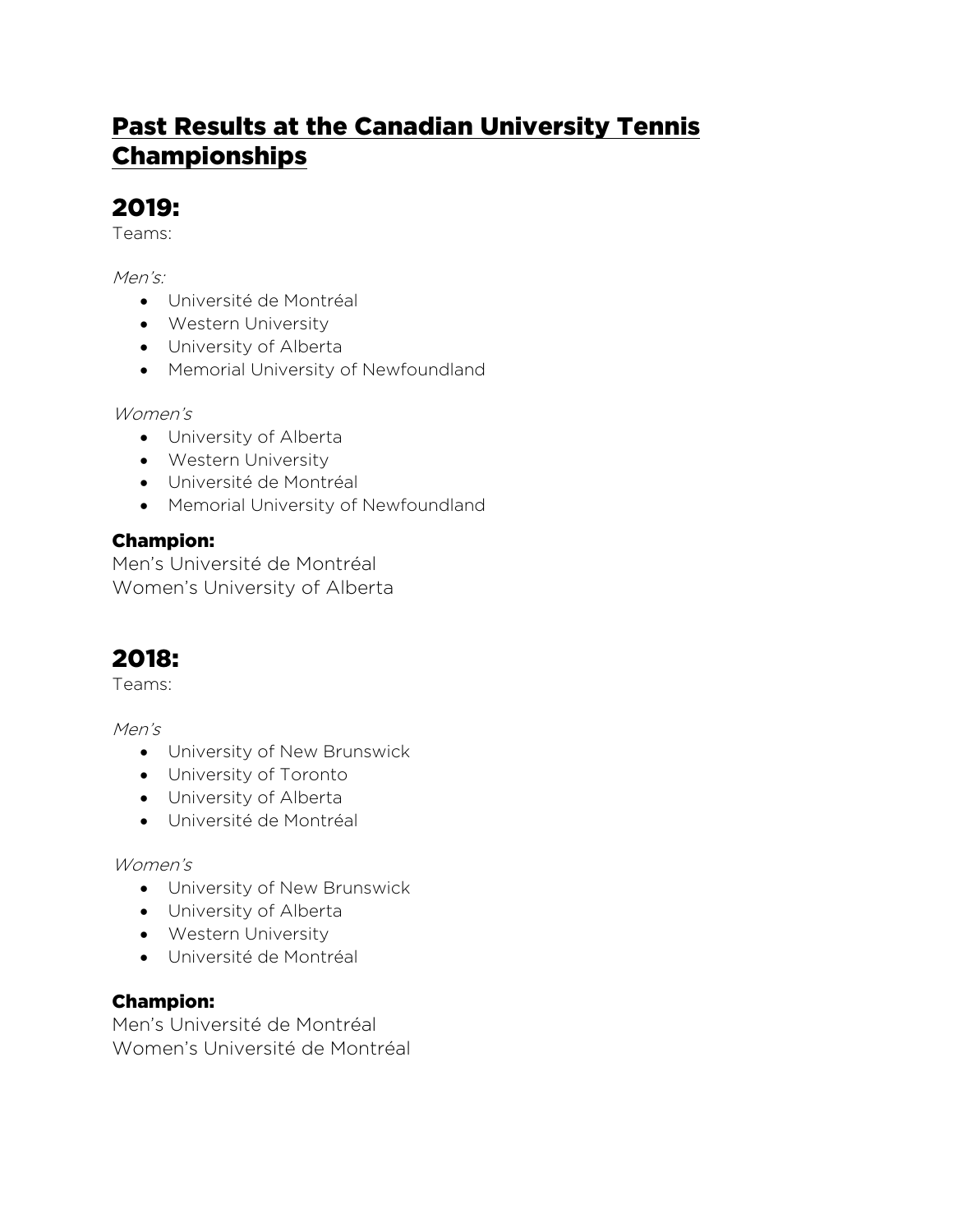# Past Results at the Canadian University Tennis Championships

## 2019:

Teams:

*Men's:*

- Université de Montréal
- Western University
- University of Alberta
- Memorial University of Newfoundland

*Women's*

- University of Alberta
- Western University
- Université de Montréal
- Memorial University of Newfoundland

### Champion:

Men's Université de Montréal
Women's University of Alberta

## 2018:

Teams:

*Men's*

- University of New Brunswick
- University of Toronto
- University of Alberta
- Université de Montréal

*Women's*

- University of New Brunswick
- University of Alberta
- Western University
- Université de Montréal

### Champion:

Men's Université de Montréal
Women's Université de Montréal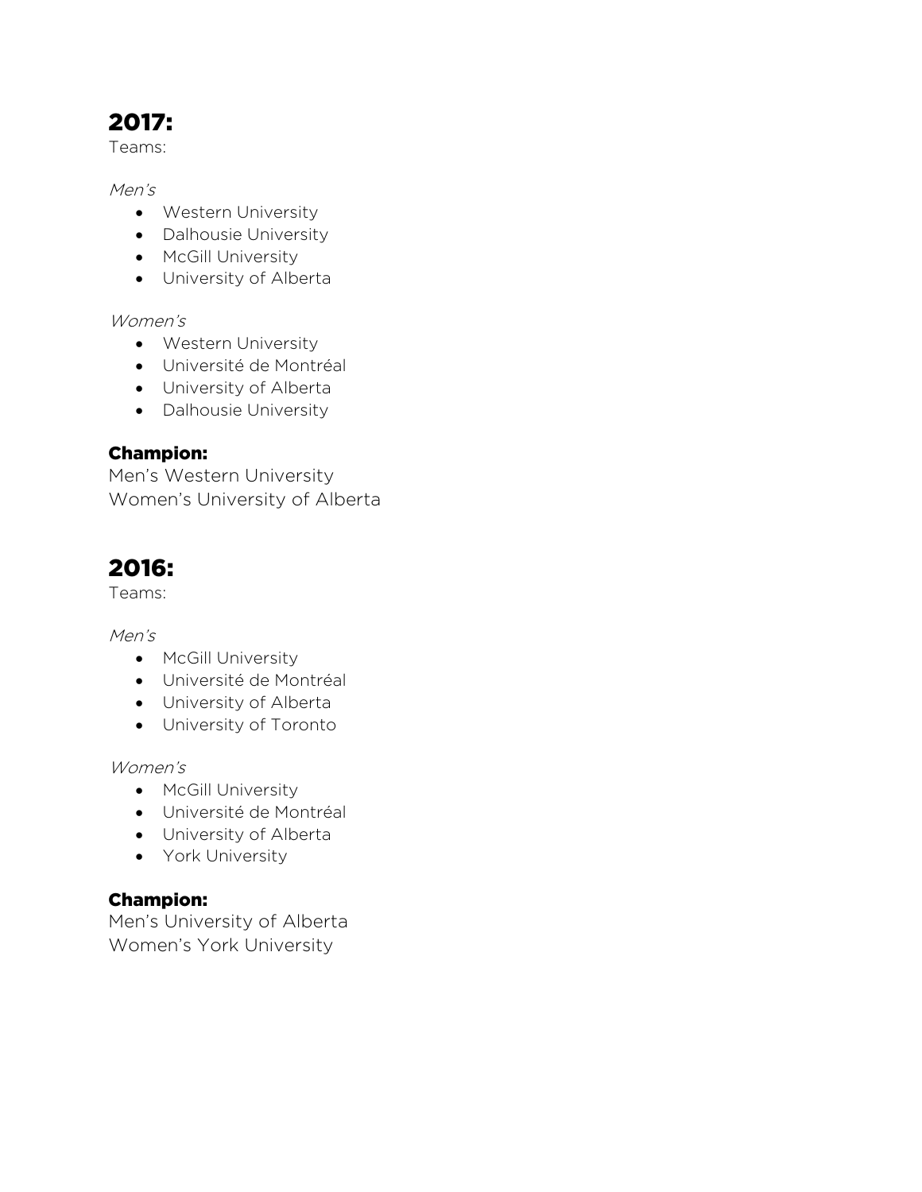## 2017:

Teams:

*Men's*

- Western University
- Dalhousie University
- McGill University
- University of Alberta

*Women's*

- Western University
- Université de Montréal
- University of Alberta
- Dalhousie University

### Champion:

Men's Western University
Women's University of Alberta

## 2016:

Teams:

*Men's*

- McGill University
- Université de Montréal
- University of Alberta
- University of Toronto

*Women's*

- McGill University
- Université de Montréal
- University of Alberta
- York University

### Champion:

Men's University of Alberta
Women's York University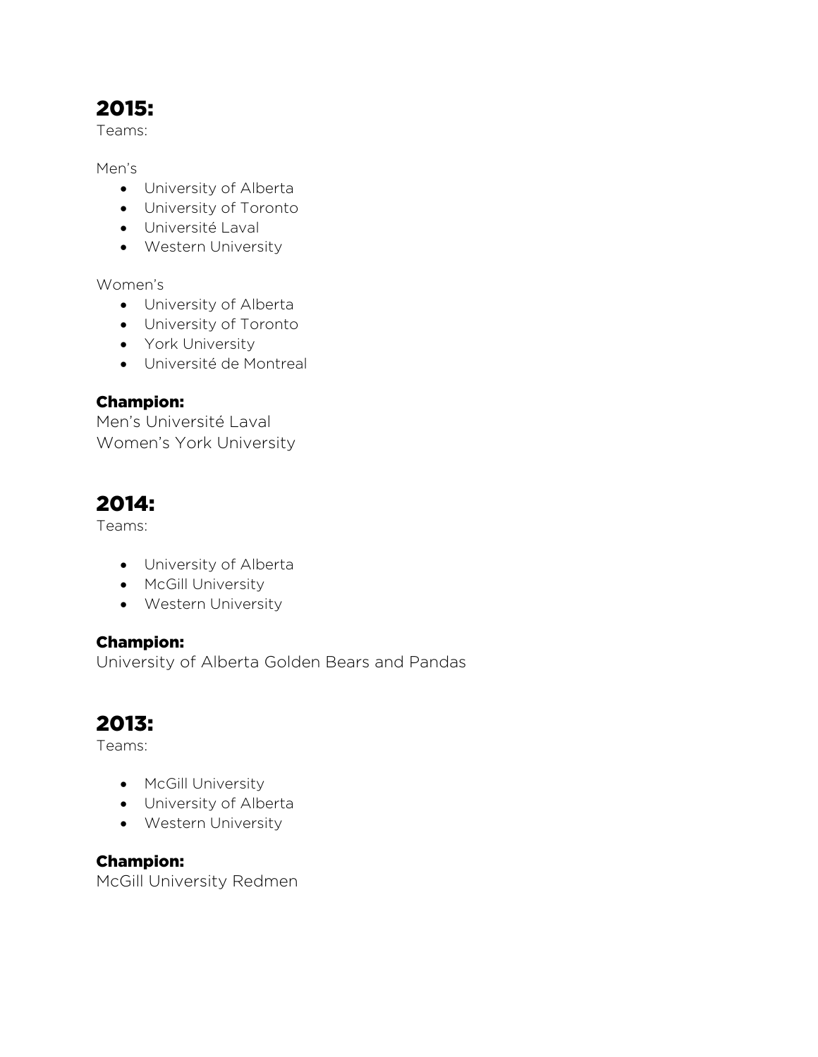## 2015:

Teams:

Men's

- University of Alberta
- University of Toronto
- Université Laval
- Western University

Women's

- University of Alberta
- University of Toronto
- York University
- Université de Montreal

### Champion:

Men's Université Laval
Women's York University

## 2014:

Teams:

- University of Alberta
- McGill University
- Western University

### Champion:

University of Alberta Golden Bears and Pandas

## 2013:

Teams:

- McGill University
- University of Alberta
- Western University

### Champion:

McGill University Redmen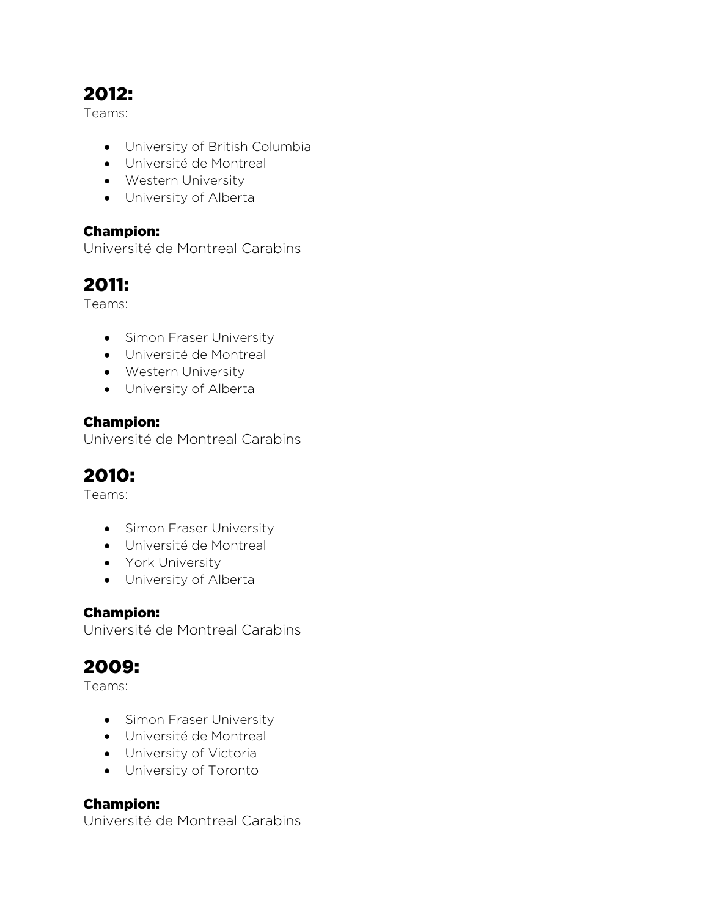## 2012:

Teams:

- University of British Columbia
- Université de Montreal
- Western University
- University of Alberta

**Champion:**

Université de Montreal Carabins

## 2011:

Teams:

- Simon Fraser University
- Université de Montreal
- Western University
- University of Alberta

**Champion:**

Université de Montreal Carabins

## 2010:

Teams:

- Simon Fraser University
- Université de Montreal
- York University
- University of Alberta

**Champion:**

Université de Montreal Carabins

## 2009:

Teams:

- Simon Fraser University
- Université de Montreal
- University of Victoria
- University of Toronto

**Champion:**

Université de Montreal Carabins